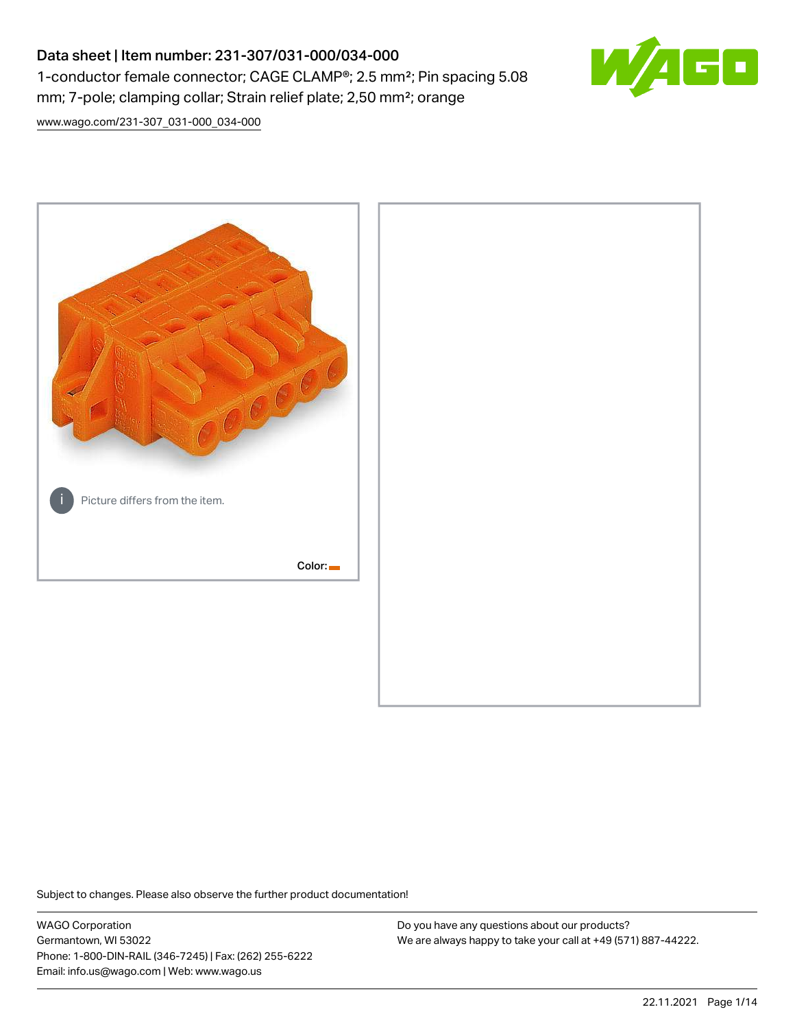# Data sheet | Item number: 231-307/031-000/034-000

1-conductor female connector; CAGE CLAMP®; 2.5 mm²; Pin spacing 5.08 mm; 7-pole; clamping collar; Strain relief plate; 2,50 mm²; orange

www.wago.com/231-307_031-000_034-000

Picture differs from the item.

Color:

Subject to changes. Please also observe the further product documentation!

WAGO Corporation
Germantown, WI 53022
Phone: 1-800-DIN-RAIL (346-7245) | Fax: (262) 255-6222
Email: info.us@wago.com | Web: www.wago.us

Do you have any questions about our products?
We are always happy to take your call at +49 (571) 887-44222.

22.11.2021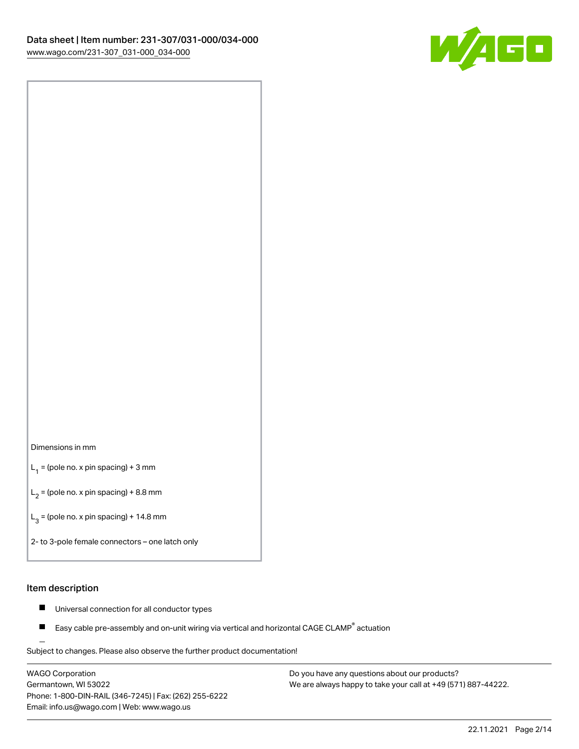Dimensions in mm

$L_1$ = (pole no. x pin spacing) + 3 mm

$L_2$ = (pole no. x pin spacing) + 8.8 mm

$L_3$ = (pole no. x pin spacing) + 14.8 mm

2- to 3-pole female connectors – one latch only

## Item description

- Universal connection for all conductor types
- Easy cable pre-assembly and on-unit wiring via vertical and horizontal CAGE CLAMP® actuation

Subject to changes. Please also observe the further product documentation!

WAGO Corporation
Germantown, WI 53022
Phone: 1-800-DIN-RAIL (346-7245) | Fax: (262) 255-6222
Email: info.us@wago.com | Web: www.wago.us

Do you have any questions about our products?
We are always happy to take your call at +49 (571) 887-44222.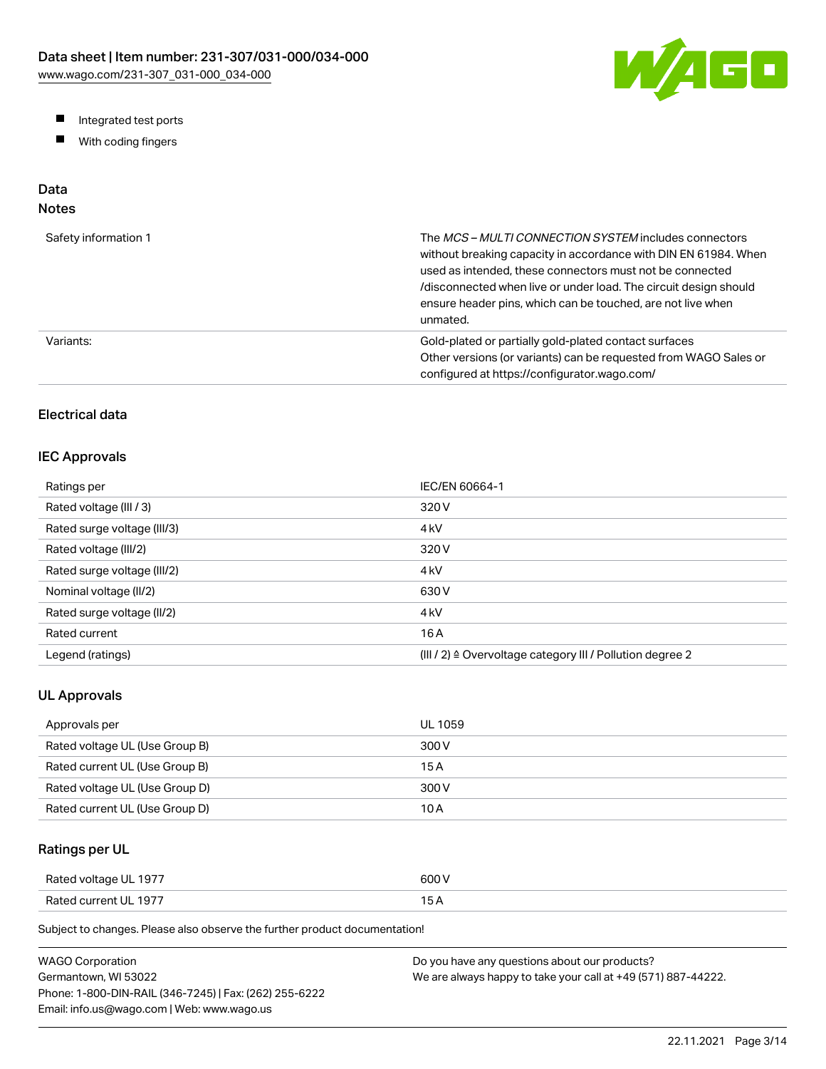- Integrated test ports
- With coding fingers

## Data
### Notes

| | |
|---|---|
| Safety information 1 | The *MCS – MULTI CONNECTION SYSTEM* includes connectors without breaking capacity in accordance with DIN EN 61984. When used as intended, these connectors must not be connected /disconnected when live or under load. The circuit design should ensure header pins, which can be touched, are not live when unmated. |
| Variants: | Gold-plated or partially gold-plated contact surfaces<br>Other versions (or variants) can be requested from WAGO Sales or configured at https://configurator.wago.com/ |

## Electrical data

### IEC Approvals

| | |
|---|---|
| Ratings per | IEC/EN 60664-1 |
| Rated voltage (III / 3) | 320 V |
| Rated surge voltage (III/3) | 4 kV |
| Rated voltage (III/2) | 320 V |
| Rated surge voltage (III/2) | 4 kV |
| Nominal voltage (II/2) | 630 V |
| Rated surge voltage (II/2) | 4 kV |
| Rated current | 16 A |
| Legend (ratings) | (III / 2) ≙ Overvoltage category III / Pollution degree 2 |

### UL Approvals

| | |
|---|---|
| Approvals per | UL 1059 |
| Rated voltage UL (Use Group B) | 300 V |
| Rated current UL (Use Group B) | 15 A |
| Rated voltage UL (Use Group D) | 300 V |
| Rated current UL (Use Group D) | 10 A |

### Ratings per UL

| | |
|---|---|
| Rated voltage UL 1977 | 600 V |
| Rated current UL 1977 | 15 A |

Subject to changes. Please also observe the further product documentation!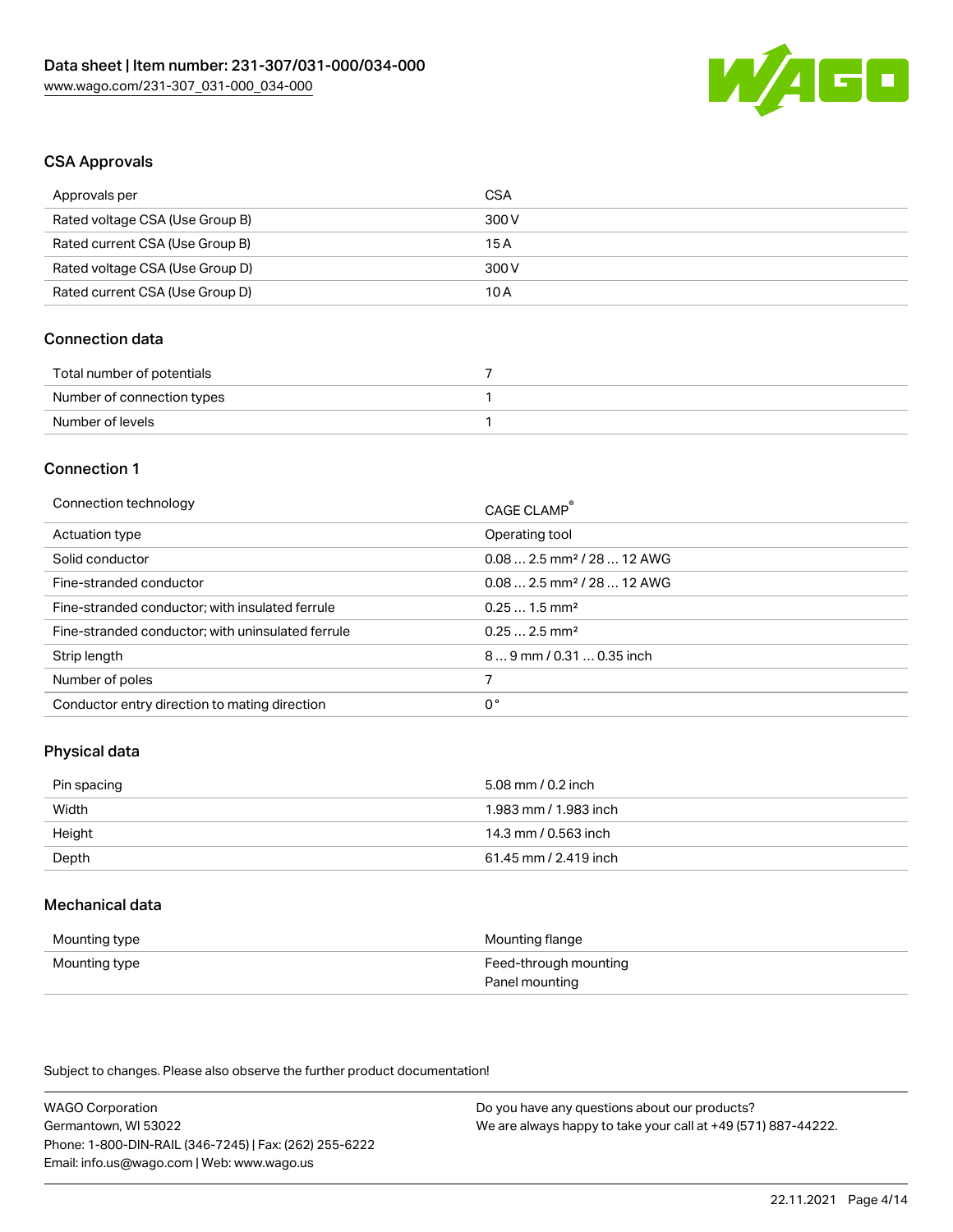## CSA Approvals

| Approvals per | CSA |
| --- | --- |
| Rated voltage CSA (Use Group B) | 300 V |
| Rated current CSA (Use Group B) | 15 A |
| Rated voltage CSA (Use Group D) | 300 V |
| Rated current CSA (Use Group D) | 10 A |

## Connection data

| Total number of potentials | 7 |
| --- | --- |
| Number of connection types | 1 |
| Number of levels | 1 |

## Connection 1

| Connection technology | CAGE CLAMP® |
| --- | --- |
| Actuation type | Operating tool |
| Solid conductor | 0.08 … 2.5 mm² / 28 … 12 AWG |
| Fine-stranded conductor | 0.08 … 2.5 mm² / 28 … 12 AWG |
| Fine-stranded conductor; with insulated ferrule | 0.25 … 1.5 mm² |
| Fine-stranded conductor; with uninsulated ferrule | 0.25 … 2.5 mm² |
| Strip length | 8 … 9 mm / 0.31 … 0.35 inch |
| Number of poles | 7 |
| Conductor entry direction to mating direction | 0 ° |

## Physical data

| Pin spacing | 5.08 mm / 0.2 inch |
| --- | --- |
| Width | 1.983 mm / 1.983 inch |
| Height | 14.3 mm / 0.563 inch |
| Depth | 61.45 mm / 2.419 inch |

## Mechanical data

| Mounting type | Mounting flange |
| --- | --- |
| Mounting type | Feed-through mounting<br>Panel mounting |

Subject to changes. Please also observe the further product documentation!

WAGO Corporation
Germantown, WI 53022
Phone: 1-800-DIN-RAIL (346-7245) | Fax: (262) 255-6222
Email: info.us@wago.com | Web: www.wago.us

Do you have any questions about our products?
We are always happy to take your call at +49 (571) 887-44222.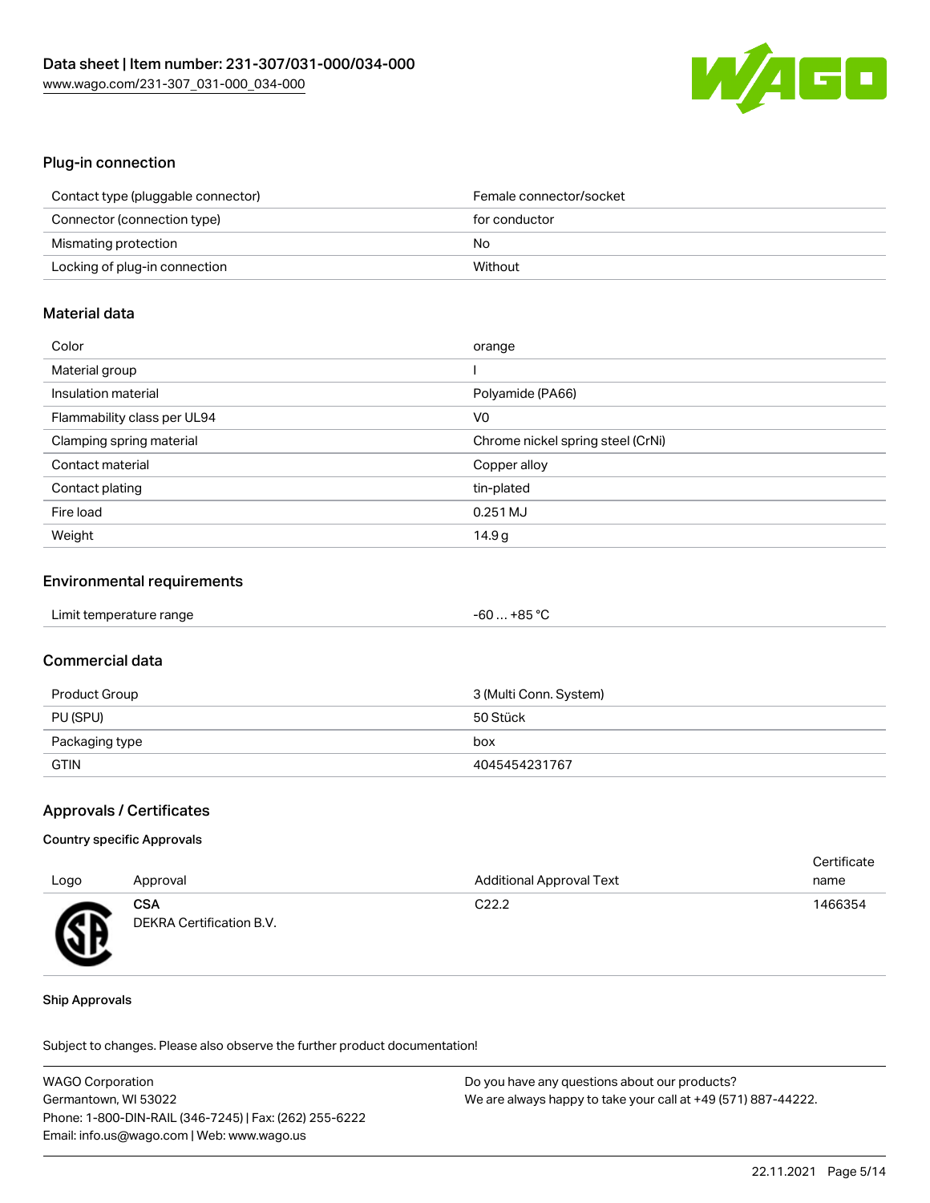## Plug-in connection

| | |
|---|---|
| Contact type (pluggable connector) | Female connector/socket |
| Connector (connection type) | for conductor |
| Mismating protection | No |
| Locking of plug-in connection | Without |

## Material data

| | |
|---|---|
| Color | orange |
| Material group | I |
| Insulation material | Polyamide (PA66) |
| Flammability class per UL94 | V0 |
| Clamping spring material | Chrome nickel spring steel (CrNi) |
| Contact material | Copper alloy |
| Contact plating | tin-plated |
| Fire load | 0.251 MJ |
| Weight | 14.9 g |

## Environmental requirements

| | |
|---|---|
| Limit temperature range | -60 … +85 °C |

## Commercial data

| | |
|---|---|
| Product Group | 3 (Multi Conn. System) |
| PU (SPU) | 50 Stück |
| Packaging type | box |
| GTIN | 4045454231767 |

## Approvals / Certificates

### Country specific Approvals

| Logo | Approval | Additional Approval Text | Certificate name |
|---|---|---|---|
| | **CSA** DEKRA Certification B.V. | C22.2 | 1466354 |

### Ship Approvals

Subject to changes. Please also observe the further product documentation!

WAGO Corporation
Germantown, WI 53022
Phone: 1-800-DIN-RAIL (346-7245) | Fax: (262) 255-6222
Email: info.us@wago.com | Web: www.wago.us

Do you have any questions about our products?
We are always happy to take your call at +49 (571) 887-44222.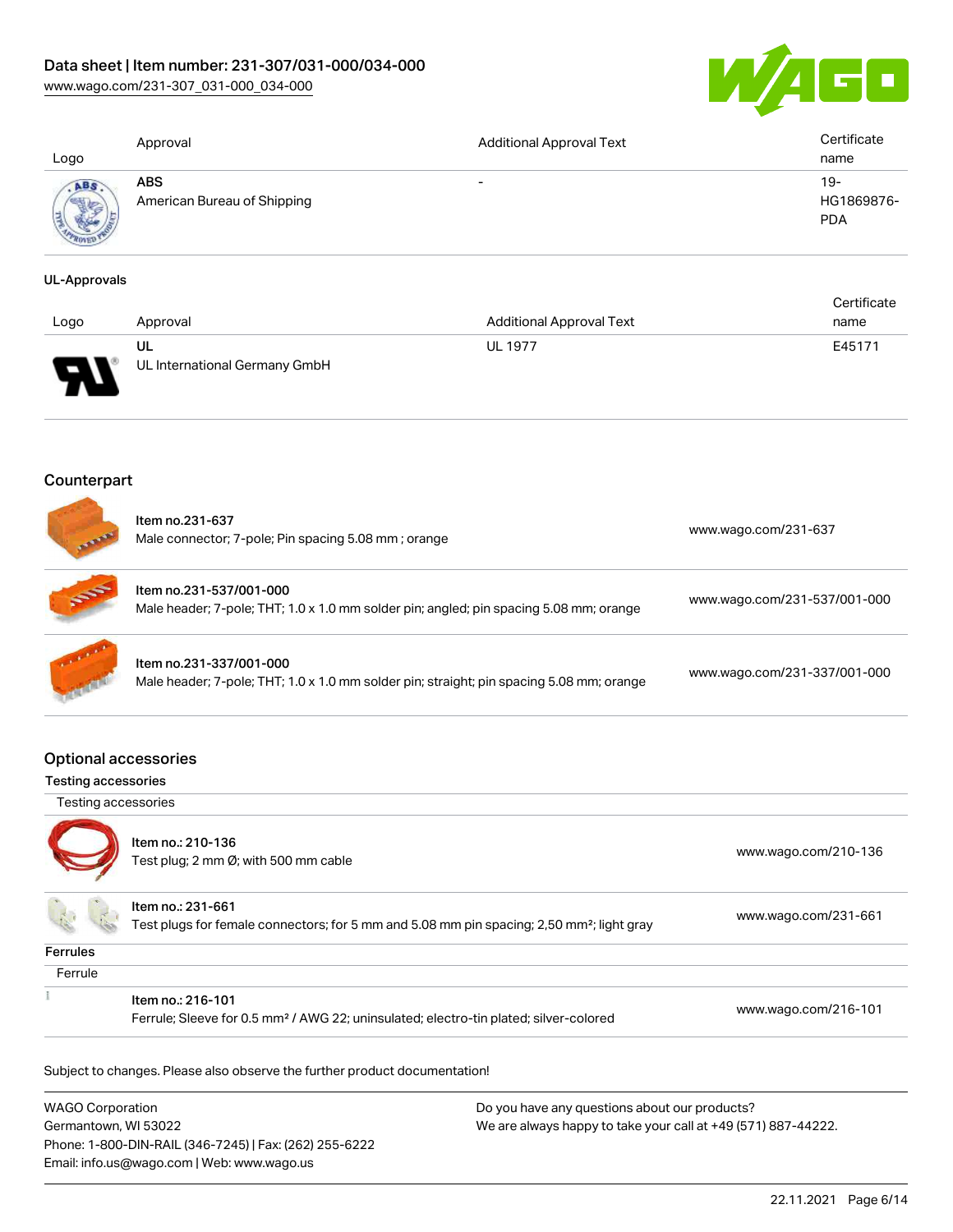| Logo | Approval | Additional Approval Text | Certificate name |
| --- | --- | --- | --- |
|  | ABS<br>American Bureau of Shipping | - | 19-HG1869876-PDA |

**UL-Approvals**

| Logo | Approval | Additional Approval Text | Certificate name |
| --- | --- | --- | --- |
|  | UL<br>UL International Germany GmbH | UL 1977 | E45171 |

## Counterpart

| | | |
| --- | --- | --- |
|  | Item no.231-637<br>Male connector; 7-pole; Pin spacing 5.08 mm ; orange | www.wago.com/231-637 |
|  | Item no.231-537/001-000<br>Male header; 7-pole; THT; 1.0 x 1.0 mm solder pin; angled; pin spacing 5.08 mm; orange | www.wago.com/231-537/001-000 |
|  | Item no.231-337/001-000<br>Male header; 7-pole; THT; 1.0 x 1.0 mm solder pin; straight; pin spacing 5.08 mm; orange | www.wago.com/231-337/001-000 |

## Optional accessories

### Testing accessories

Testing accessories

| | | |
| --- | --- | --- |
|  | Item no.: 210-136<br>Test plug; 2 mm Ø; with 500 mm cable | www.wago.com/210-136 |
|  | Item no.: 231-661<br>Test plugs for female connectors; for 5 mm and 5.08 mm pin spacing; 2,50 mm²; light gray | www.wago.com/231-661 |

### Ferrules

Ferrule

| | | |
| --- | --- | --- |
|  | Item no.: 216-101<br>Ferrule; Sleeve for 0.5 mm² / AWG 22; uninsulated; electro-tin plated; silver-colored | www.wago.com/216-101 |

Subject to changes. Please also observe the further product documentation!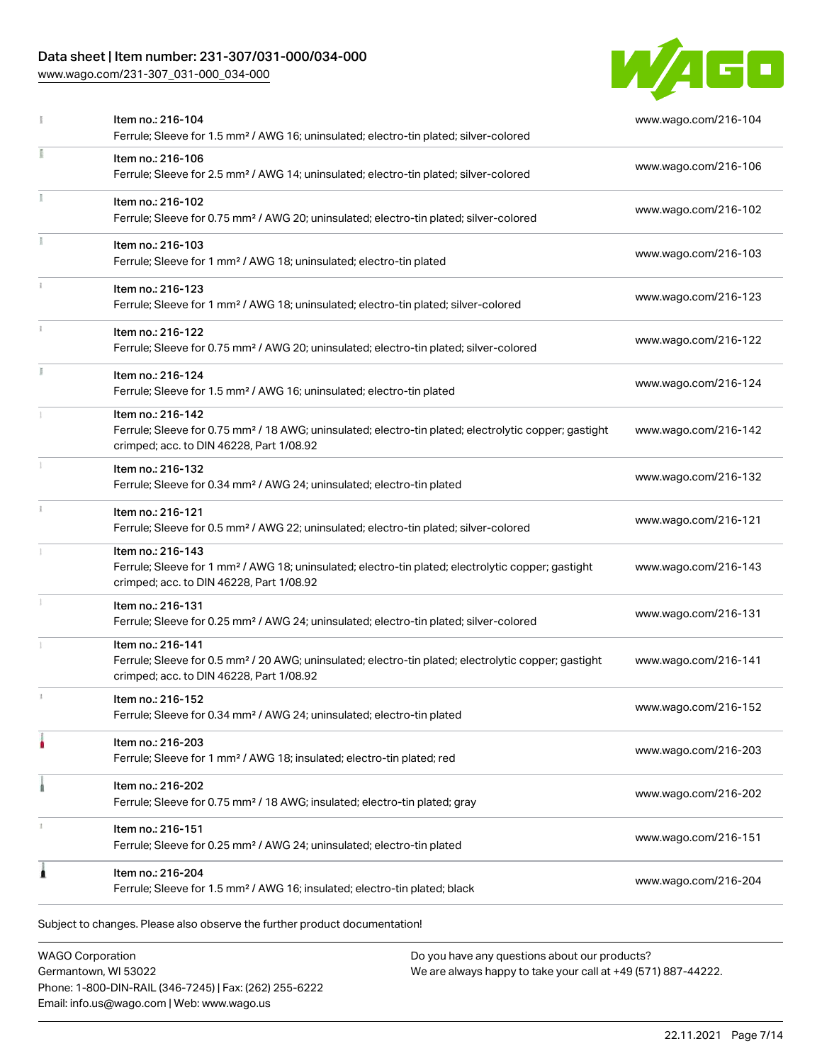| Item | Description | Link |
| --- | --- | --- |
| Item no.: 216-104 | Ferrule; Sleeve for 1.5 mm² / AWG 16; uninsulated; electro-tin plated; silver-colored | www.wago.com/216-104 |
| Item no.: 216-106 | Ferrule; Sleeve for 2.5 mm² / AWG 14; uninsulated; electro-tin plated; silver-colored | www.wago.com/216-106 |
| Item no.: 216-102 | Ferrule; Sleeve for 0.75 mm² / AWG 20; uninsulated; electro-tin plated; silver-colored | www.wago.com/216-102 |
| Item no.: 216-103 | Ferrule; Sleeve for 1 mm² / AWG 18; uninsulated; electro-tin plated | www.wago.com/216-103 |
| Item no.: 216-123 | Ferrule; Sleeve for 1 mm² / AWG 18; uninsulated; electro-tin plated; silver-colored | www.wago.com/216-123 |
| Item no.: 216-122 | Ferrule; Sleeve for 0.75 mm² / AWG 20; uninsulated; electro-tin plated; silver-colored | www.wago.com/216-122 |
| Item no.: 216-124 | Ferrule; Sleeve for 1.5 mm² / AWG 16; uninsulated; electro-tin plated | www.wago.com/216-124 |
| Item no.: 216-142 | Ferrule; Sleeve for 0.75 mm² / 18 AWG; uninsulated; electro-tin plated; electrolytic copper; gastight crimped; acc. to DIN 46228, Part 1/08.92 | www.wago.com/216-142 |
| Item no.: 216-132 | Ferrule; Sleeve for 0.34 mm² / AWG 24; uninsulated; electro-tin plated | www.wago.com/216-132 |
| Item no.: 216-121 | Ferrule; Sleeve for 0.5 mm² / AWG 22; uninsulated; electro-tin plated; silver-colored | www.wago.com/216-121 |
| Item no.: 216-143 | Ferrule; Sleeve for 1 mm² / AWG 18; uninsulated; electro-tin plated; electrolytic copper; gastight crimped; acc. to DIN 46228, Part 1/08.92 | www.wago.com/216-143 |
| Item no.: 216-131 | Ferrule; Sleeve for 0.25 mm² / AWG 24; uninsulated; electro-tin plated; silver-colored | www.wago.com/216-131 |
| Item no.: 216-141 | Ferrule; Sleeve for 0.5 mm² / 20 AWG; uninsulated; electro-tin plated; electrolytic copper; gastight crimped; acc. to DIN 46228, Part 1/08.92 | www.wago.com/216-141 |
| Item no.: 216-152 | Ferrule; Sleeve for 0.34 mm² / AWG 24; uninsulated; electro-tin plated | www.wago.com/216-152 |
| Item no.: 216-203 | Ferrule; Sleeve for 1 mm² / AWG 18; insulated; electro-tin plated; red | www.wago.com/216-203 |
| Item no.: 216-202 | Ferrule; Sleeve for 0.75 mm² / 18 AWG; insulated; electro-tin plated; gray | www.wago.com/216-202 |
| Item no.: 216-151 | Ferrule; Sleeve for 0.25 mm² / AWG 24; uninsulated; electro-tin plated | www.wago.com/216-151 |
| Item no.: 216-204 | Ferrule; Sleeve for 1.5 mm² / AWG 16; insulated; electro-tin plated; black | www.wago.com/216-204 |

Subject to changes. Please also observe the further product documentation!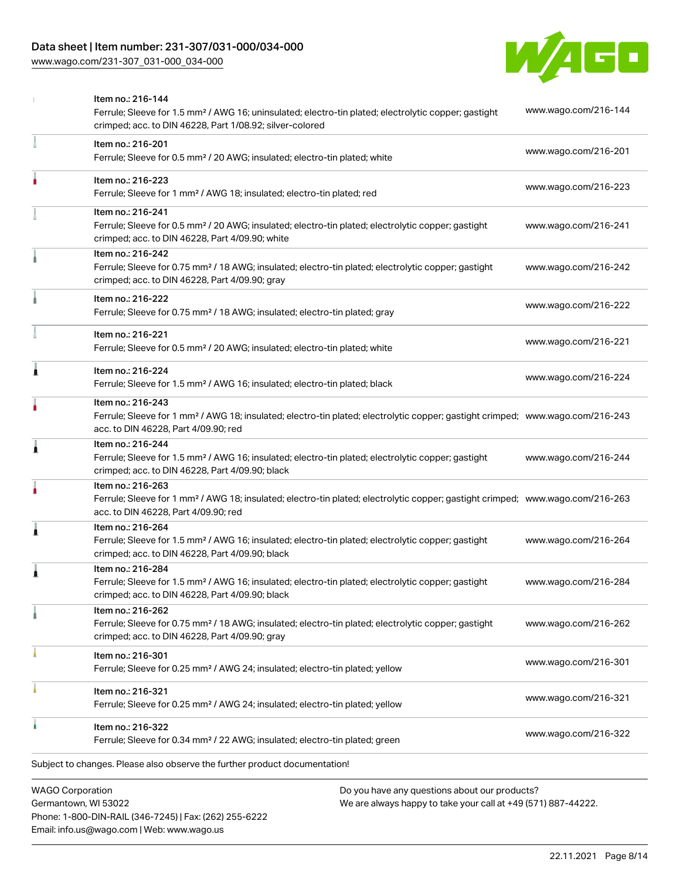| Item | Description | Link |
|---|---|---|
| Item no.: 216-144 | Ferrule; Sleeve for 1.5 mm² / AWG 16; uninsulated; electro-tin plated; electrolytic copper; gastight crimped; acc. to DIN 46228, Part 1/08.92; silver-colored | www.wago.com/216-144 |
| Item no.: 216-201 | Ferrule; Sleeve for 0.5 mm² / 20 AWG; insulated; electro-tin plated; white | www.wago.com/216-201 |
| Item no.: 216-223 | Ferrule; Sleeve for 1 mm² / AWG 18; insulated; electro-tin plated; red | www.wago.com/216-223 |
| Item no.: 216-241 | Ferrule; Sleeve for 0.5 mm² / 20 AWG; insulated; electro-tin plated; electrolytic copper; gastight crimped; acc. to DIN 46228, Part 4/09.90; white | www.wago.com/216-241 |
| Item no.: 216-242 | Ferrule; Sleeve for 0.75 mm² / 18 AWG; insulated; electro-tin plated; electrolytic copper; gastight crimped; acc. to DIN 46228, Part 4/09.90; gray | www.wago.com/216-242 |
| Item no.: 216-222 | Ferrule; Sleeve for 0.75 mm² / 18 AWG; insulated; electro-tin plated; gray | www.wago.com/216-222 |
| Item no.: 216-221 | Ferrule; Sleeve for 0.5 mm² / 20 AWG; insulated; electro-tin plated; white | www.wago.com/216-221 |
| Item no.: 216-224 | Ferrule; Sleeve for 1.5 mm² / AWG 16; insulated; electro-tin plated; black | www.wago.com/216-224 |
| Item no.: 216-243 | Ferrule; Sleeve for 1 mm² / AWG 18; insulated; electro-tin plated; electrolytic copper; gastight crimped; acc. to DIN 46228, Part 4/09.90; red | www.wago.com/216-243 |
| Item no.: 216-244 | Ferrule; Sleeve for 1.5 mm² / AWG 16; insulated; electro-tin plated; electrolytic copper; gastight crimped; acc. to DIN 46228, Part 4/09.90; black | www.wago.com/216-244 |
| Item no.: 216-263 | Ferrule; Sleeve for 1 mm² / AWG 18; insulated; electro-tin plated; electrolytic copper; gastight crimped; acc. to DIN 46228, Part 4/09.90; red | www.wago.com/216-263 |
| Item no.: 216-264 | Ferrule; Sleeve for 1.5 mm² / AWG 16; insulated; electro-tin plated; electrolytic copper; gastight crimped; acc. to DIN 46228, Part 4/09.90; black | www.wago.com/216-264 |
| Item no.: 216-284 | Ferrule; Sleeve for 1.5 mm² / AWG 16; insulated; electro-tin plated; electrolytic copper; gastight crimped; acc. to DIN 46228, Part 4/09.90; black | www.wago.com/216-284 |
| Item no.: 216-262 | Ferrule; Sleeve for 0.75 mm² / 18 AWG; insulated; electro-tin plated; electrolytic copper; gastight crimped; acc. to DIN 46228, Part 4/09.90; gray | www.wago.com/216-262 |
| Item no.: 216-301 | Ferrule; Sleeve for 0.25 mm² / AWG 24; insulated; electro-tin plated; yellow | www.wago.com/216-301 |
| Item no.: 216-321 | Ferrule; Sleeve for 0.25 mm² / AWG 24; insulated; electro-tin plated; yellow | www.wago.com/216-321 |
| Item no.: 216-322 | Ferrule; Sleeve for 0.34 mm² / 22 AWG; insulated; electro-tin plated; green | www.wago.com/216-322 |

Subject to changes. Please also observe the further product documentation!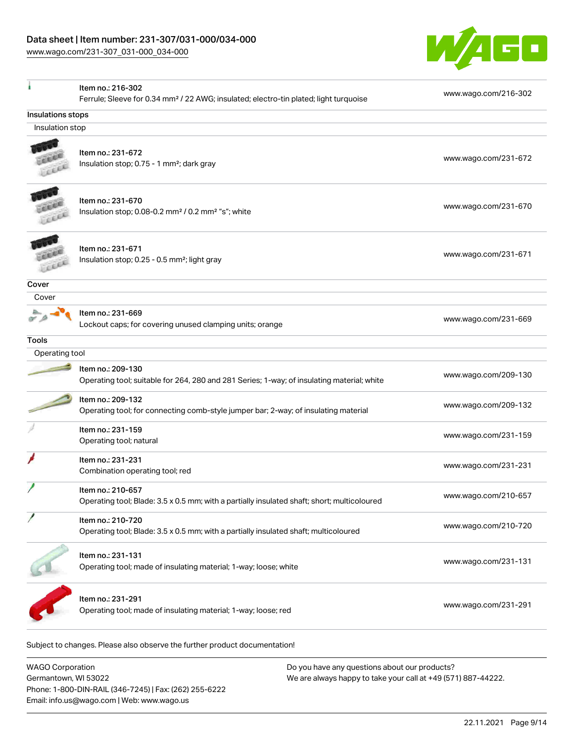| | | |
|---|---|---|
| | Item no.: 216-302<br>Ferrule; Sleeve for 0.34 mm² / 22 AWG; insulated; electro-tin plated; light turquoise | www.wago.com/216-302 |

**Insulations stops**

Insulation stop

| | | |
|---|---|---|
| | Item no.: 231-672<br>Insulation stop; 0.75 - 1 mm²; dark gray | www.wago.com/231-672 |
| | Item no.: 231-670<br>Insulation stop; 0.08-0.2 mm² / 0.2 mm² "s"; white | www.wago.com/231-670 |
| | Item no.: 231-671<br>Insulation stop; 0.25 - 0.5 mm²; light gray | www.wago.com/231-671 |

**Cover**

Cover

| | | |
|---|---|---|
| | Item no.: 231-669<br>Lockout caps; for covering unused clamping units; orange | www.wago.com/231-669 |

**Tools**

Operating tool

| | | |
|---|---|---|
| | Item no.: 209-130<br>Operating tool; suitable for 264, 280 and 281 Series; 1-way; of insulating material; white | www.wago.com/209-130 |
| | Item no.: 209-132<br>Operating tool; for connecting comb-style jumper bar; 2-way; of insulating material | www.wago.com/209-132 |
| | Item no.: 231-159<br>Operating tool; natural | www.wago.com/231-159 |
| | Item no.: 231-231<br>Combination operating tool; red | www.wago.com/231-231 |
| | Item no.: 210-657<br>Operating tool; Blade: 3.5 x 0.5 mm; with a partially insulated shaft; short; multicoloured | www.wago.com/210-657 |
| | Item no.: 210-720<br>Operating tool; Blade: 3.5 x 0.5 mm; with a partially insulated shaft; multicoloured | www.wago.com/210-720 |
| | Item no.: 231-131<br>Operating tool; made of insulating material; 1-way; loose; white | www.wago.com/231-131 |
| | Item no.: 231-291<br>Operating tool; made of insulating material; 1-way; loose; red | www.wago.com/231-291 |

Subject to changes. Please also observe the further product documentation!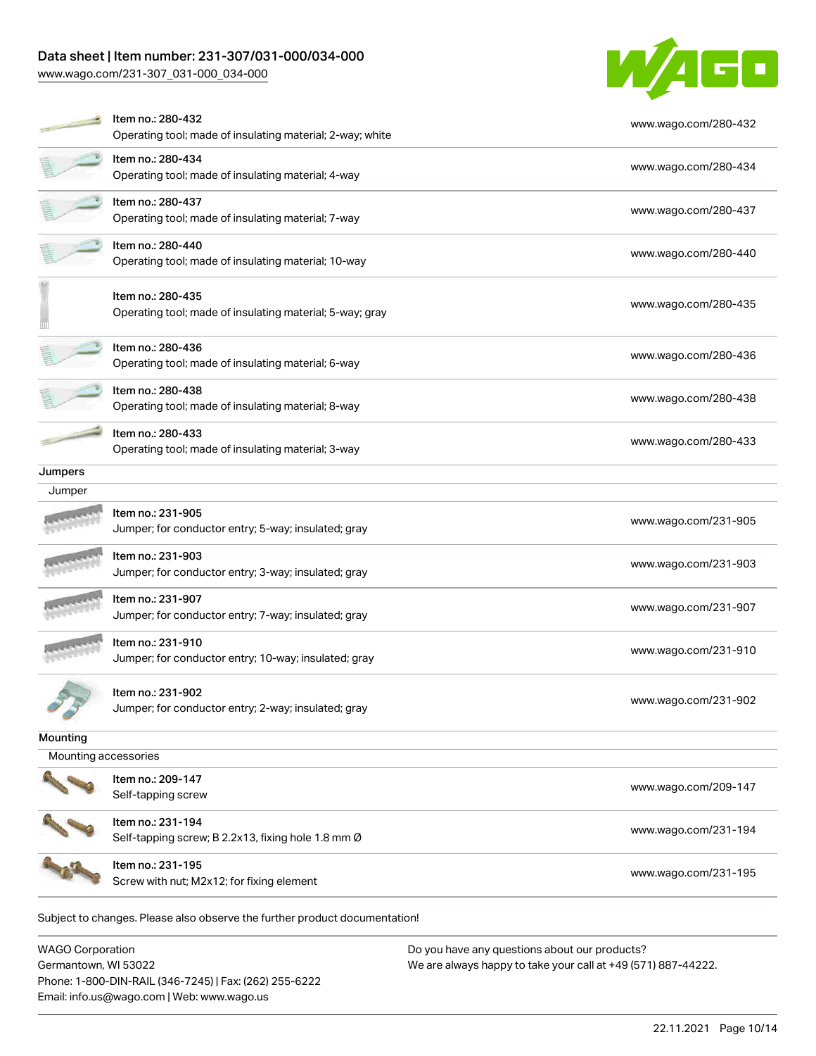| Item | URL |
|---|---|
| Item no.: 280-432<br>Operating tool; made of insulating material; 2-way; white | www.wago.com/280-432 |
| Item no.: 280-434<br>Operating tool; made of insulating material; 4-way | www.wago.com/280-434 |
| Item no.: 280-437<br>Operating tool; made of insulating material; 7-way | www.wago.com/280-437 |
| Item no.: 280-440<br>Operating tool; made of insulating material; 10-way | www.wago.com/280-440 |
| Item no.: 280-435<br>Operating tool; made of insulating material; 5-way; gray | www.wago.com/280-435 |
| Item no.: 280-436<br>Operating tool; made of insulating material; 6-way | www.wago.com/280-436 |
| Item no.: 280-438<br>Operating tool; made of insulating material; 8-way | www.wago.com/280-438 |
| Item no.: 280-433<br>Operating tool; made of insulating material; 3-way | www.wago.com/280-433 |

**Jumpers**

Jumper

| Item | URL |
|---|---|
| Item no.: 231-905<br>Jumper; for conductor entry; 5-way; insulated; gray | www.wago.com/231-905 |
| Item no.: 231-903<br>Jumper; for conductor entry; 3-way; insulated; gray | www.wago.com/231-903 |
| Item no.: 231-907<br>Jumper; for conductor entry; 7-way; insulated; gray | www.wago.com/231-907 |
| Item no.: 231-910<br>Jumper; for conductor entry; 10-way; insulated; gray | www.wago.com/231-910 |
| Item no.: 231-902<br>Jumper; for conductor entry; 2-way; insulated; gray | www.wago.com/231-902 |

**Mounting**

Mounting accessories

| Item | URL |
|---|---|
| Item no.: 209-147<br>Self-tapping screw | www.wago.com/209-147 |
| Item no.: 231-194<br>Self-tapping screw; B 2.2x13, fixing hole 1.8 mm Ø | www.wago.com/231-194 |
| Item no.: 231-195<br>Screw with nut; M2x12; for fixing element | www.wago.com/231-195 |

Subject to changes. Please also observe the further product documentation!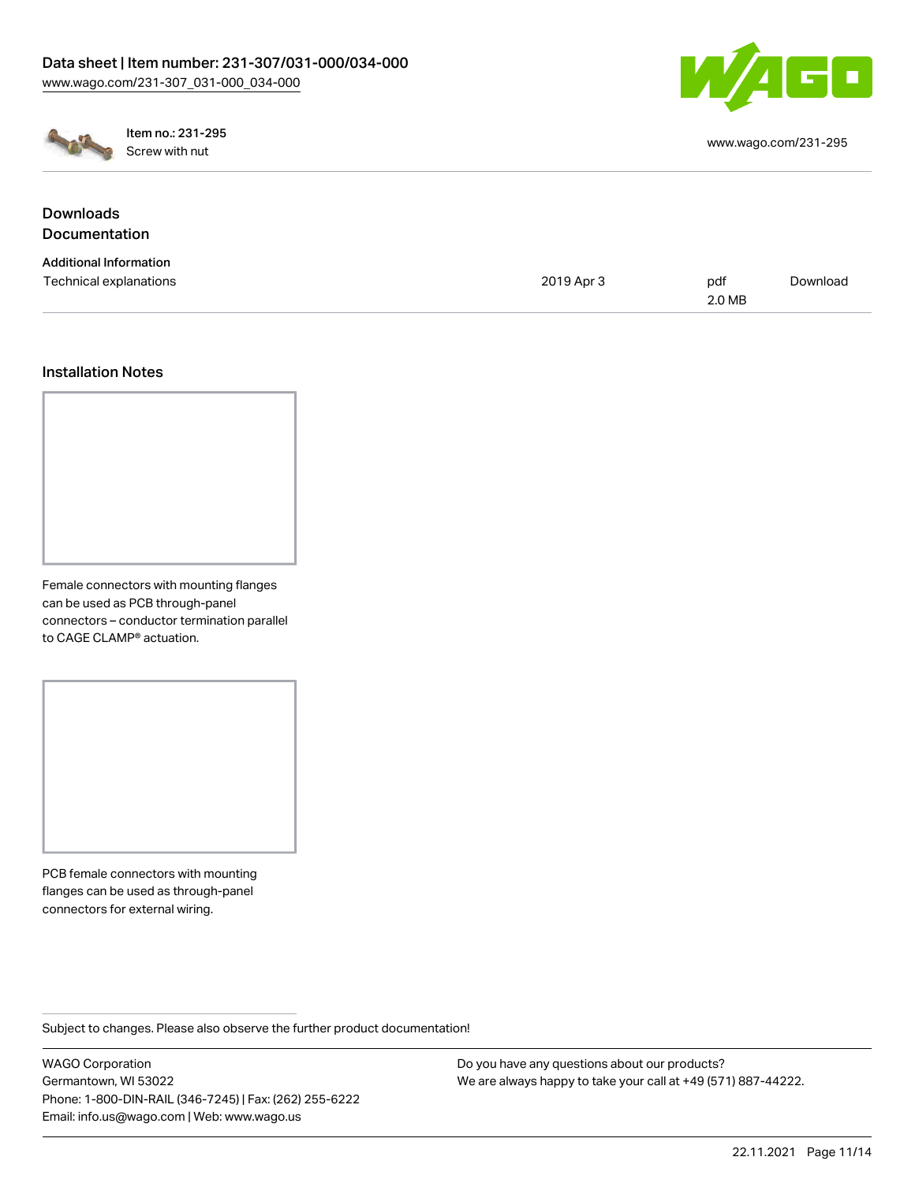Item no.: 231-295
Screw with nut

www.wago.com/231-295

## Downloads
## Documentation

### Additional Information

| Technical explanations | 2019 Apr 3 | pdf<br>2.0 MB | Download |
| --- | --- | --- | --- |

## Installation Notes

Female connectors with mounting flanges can be used as PCB through-panel connectors – conductor termination parallel to CAGE CLAMP® actuation.

PCB female connectors with mounting flanges can be used as through-panel connectors for external wiring.

Subject to changes. Please also observe the further product documentation!

WAGO Corporation
Germantown, WI 53022
Phone: 1-800-DIN-RAIL (346-7245) | Fax: (262) 255-6222
Email: info.us@wago.com | Web: www.wago.us

Do you have any questions about our products?
We are always happy to take your call at +49 (571) 887-44222.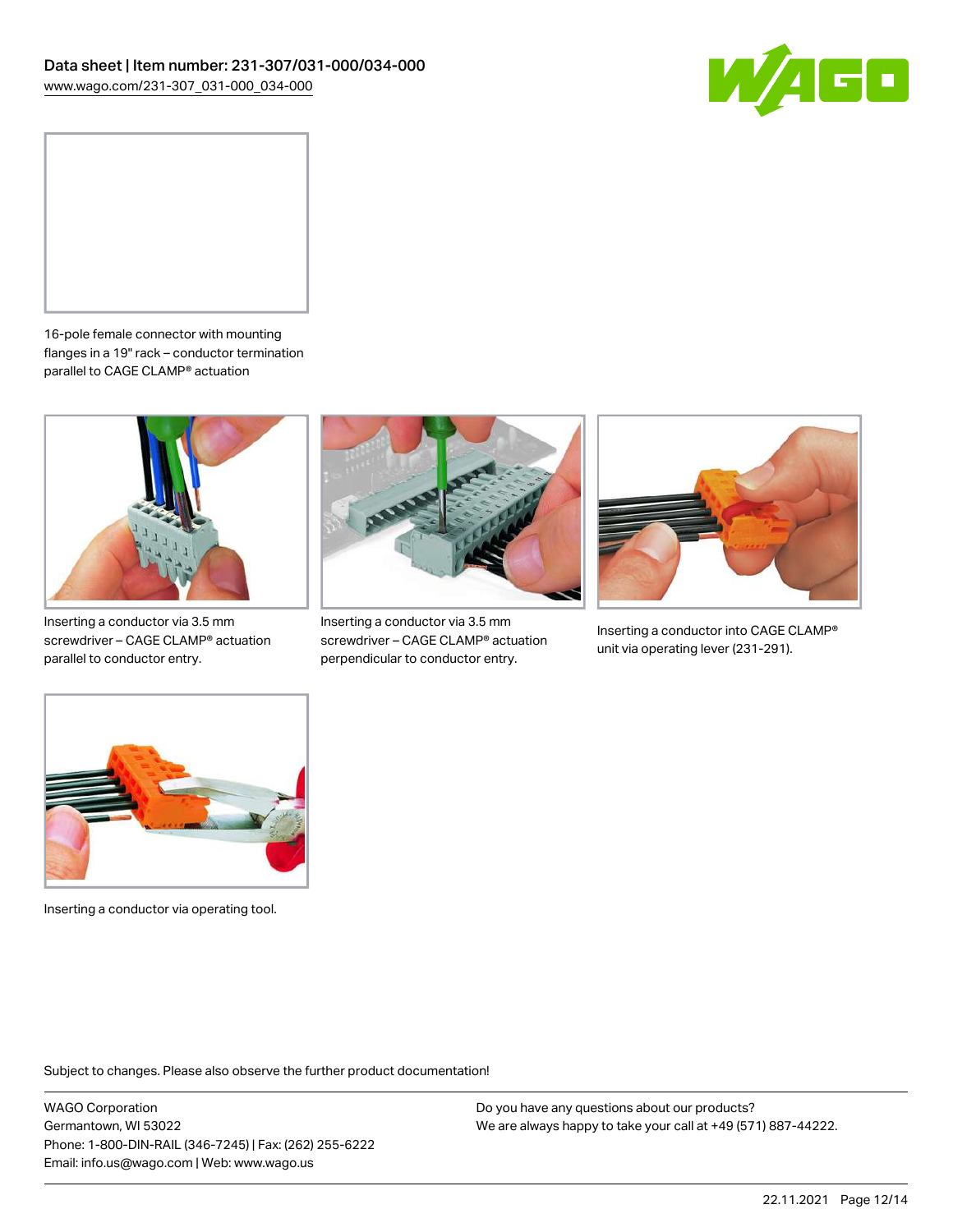16-pole female connector with mounting flanges in a 19" rack – conductor termination parallel to CAGE CLAMP® actuation

Inserting a conductor via 3.5 mm screwdriver – CAGE CLAMP® actuation parallel to conductor entry.

Inserting a conductor via 3.5 mm screwdriver – CAGE CLAMP® actuation perpendicular to conductor entry.

Inserting a conductor into CAGE CLAMP® unit via operating lever (231-291).

Inserting a conductor via operating tool.

Subject to changes. Please also observe the further product documentation!

WAGO Corporation
Germantown, WI 53022
Phone: 1-800-DIN-RAIL (346-7245) | Fax: (262) 255-6222
Email: info.us@wago.com | Web: www.wago.us

Do you have any questions about our products?
We are always happy to take your call at +49 (571) 887-44222.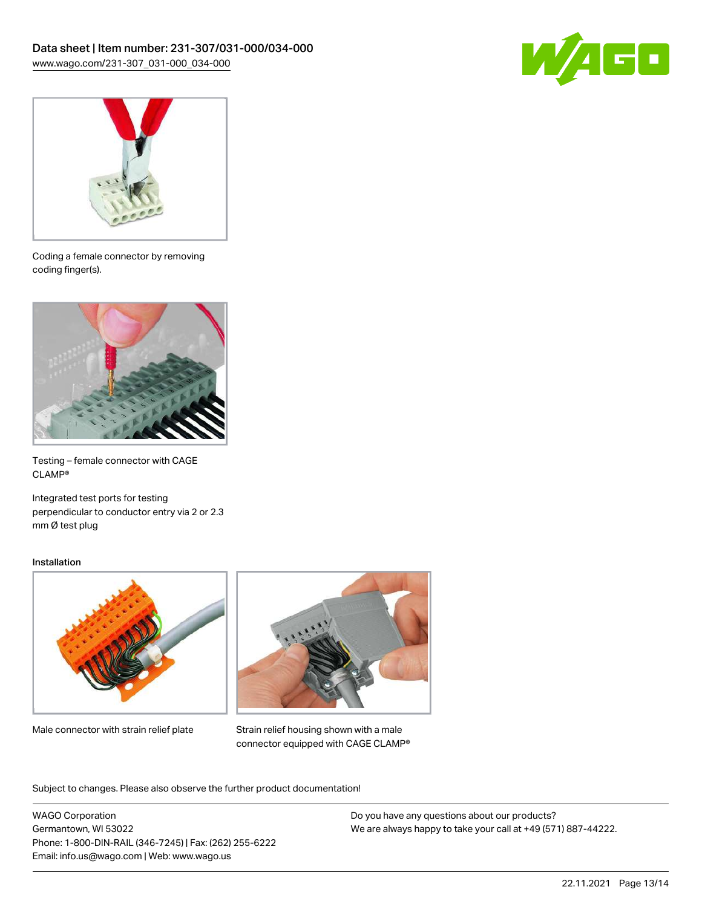Coding a female connector by removing coding finger(s).

Testing – female connector with CAGE CLAMP®

Integrated test ports for testing perpendicular to conductor entry via 2 or 2.3 mm Ø test plug

## Installation

Male connector with strain relief plate

Strain relief housing shown with a male connector equipped with CAGE CLAMP®

Subject to changes. Please also observe the further product documentation!

WAGO Corporation
Germantown, WI 53022
Phone: 1-800-DIN-RAIL (346-7245) | Fax: (262) 255-6222
Email: info.us@wago.com | Web: www.wago.us

Do you have any questions about our products?
We are always happy to take your call at +49 (571) 887-44222.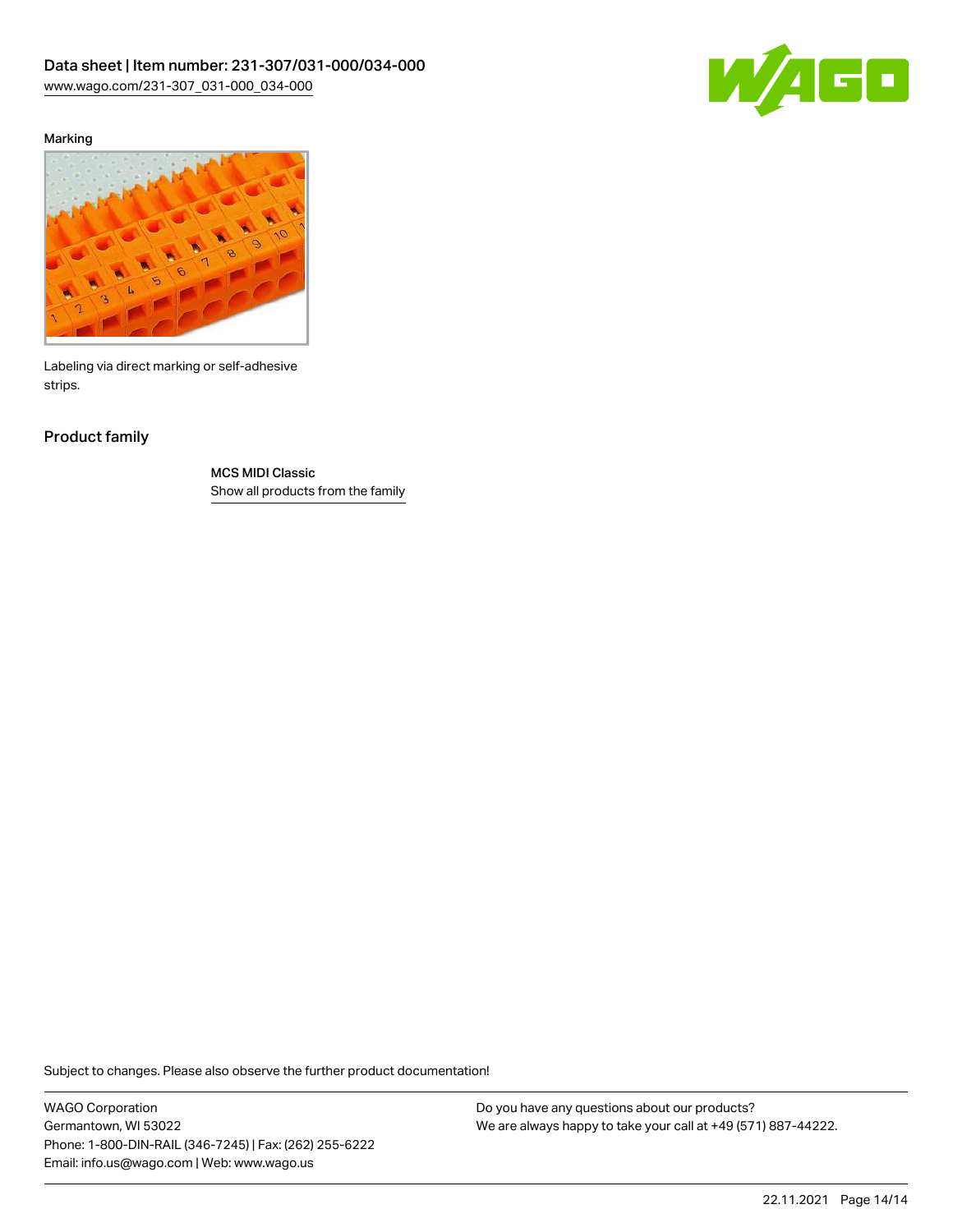Marking

Labeling via direct marking or self-adhesive strips.

## Product family

MCS MIDI Classic
Show all products from the family

Subject to changes. Please also observe the further product documentation!

WAGO Corporation
Germantown, WI 53022
Phone: 1-800-DIN-RAIL (346-7245) | Fax: (262) 255-6222
Email: info.us@wago.com | Web: www.wago.us

Do you have any questions about our products?
We are always happy to take your call at +49 (571) 887-44222.